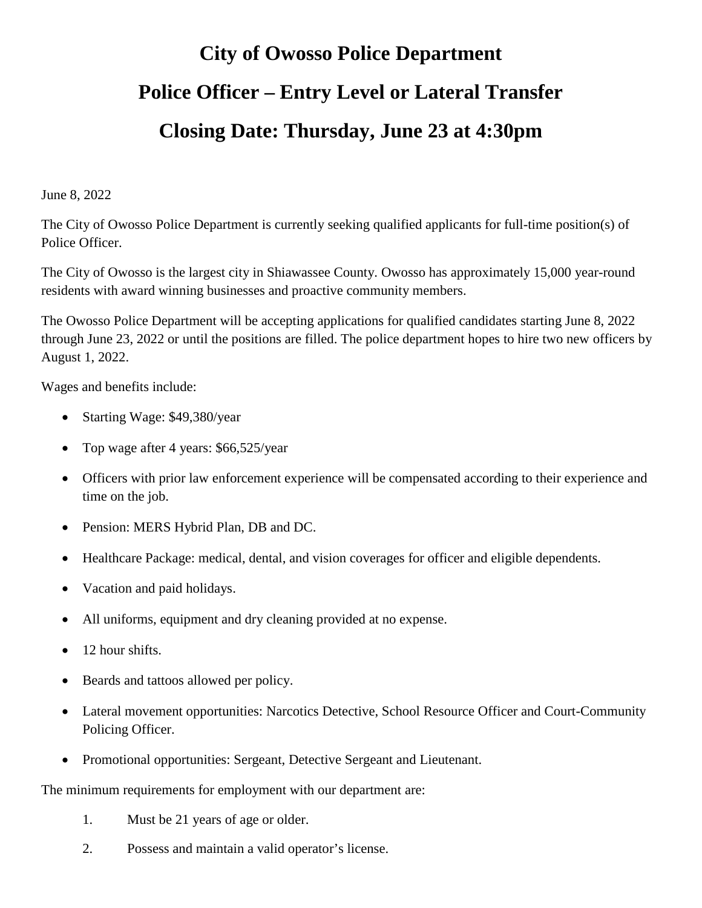# City of Owosso Police Department

# Police Officer – Entry Level or Lateral Transfer

# Closing Date: Thursday, June 23 at 4:30pm

June 8, 2022

The City of Owosso Police Department is currently seeking qualified applicants for full-time position(s) of Police Officer.

The City of Owosso is the largest city in Shiawassee County. Owosso has approximately 15,000 year-round residents with award winning businesses and proactive community members.

The Owosso Police Department will be accepting applications for qualified candidates starting June 8, 2022 through June 23, 2022 or until the positions are filled. The police department hopes to hire two new officers by August 1, 2022.

Wages and benefits include:

- Starting Wage: $49,380/year
- Top wage after 4 years: $66,525/year
- Officers with prior law enforcement experience will be compensated according to their experience and time on the job.
- Pension: MERS Hybrid Plan, DB and DC.
- Healthcare Package: medical, dental, and vision coverages for officer and eligible dependents.
- Vacation and paid holidays.
- All uniforms, equipment and dry cleaning provided at no expense.
- 12 hour shifts.
- Beards and tattoos allowed per policy.
- Lateral movement opportunities: Narcotics Detective, School Resource Officer and Court-Community Policing Officer.
- Promotional opportunities: Sergeant, Detective Sergeant and Lieutenant.

The minimum requirements for employment with our department are:

1. Must be 21 years of age or older.
2. Possess and maintain a valid operator's license.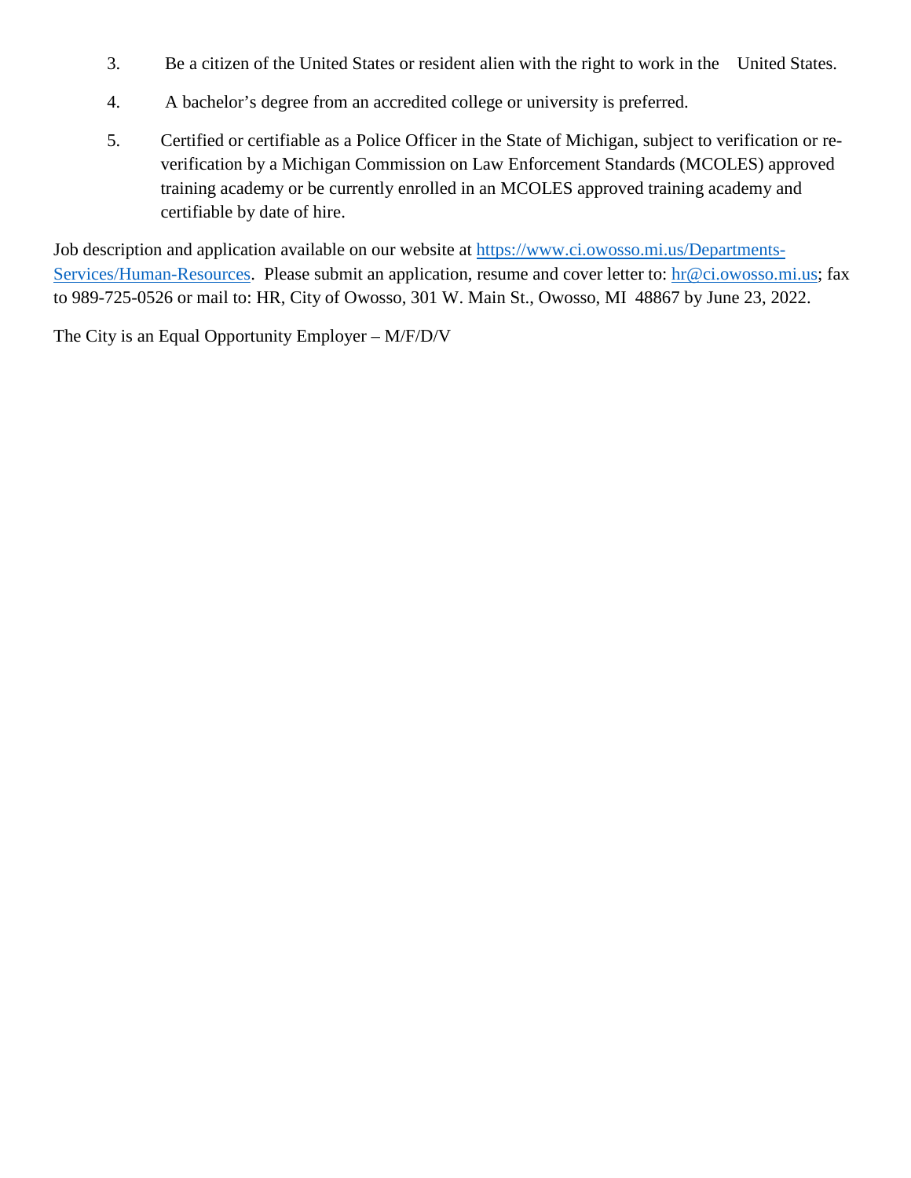3. Be a citizen of the United States or resident alien with the right to work in the United States.

4. A bachelor's degree from an accredited college or university is preferred.

5. Certified or certifiable as a Police Officer in the State of Michigan, subject to verification or re-verification by a Michigan Commission on Law Enforcement Standards (MCOLES) approved training academy or be currently enrolled in an MCOLES approved training academy and certifiable by date of hire.

Job description and application available on our website at [https://www.ci.owosso.mi.us/Departments-Services/Human-Resources](https://www.ci.owosso.mi.us/Departments-Services/Human-Resources). Please submit an application, resume and cover letter to: [hr@ci.owosso.mi.us](mailto:hr@ci.owosso.mi.us); fax to 989-725-0526 or mail to: HR, City of Owosso, 301 W. Main St., Owosso, MI 48867 by June 23, 2022.

The City is an Equal Opportunity Employer – M/F/D/V